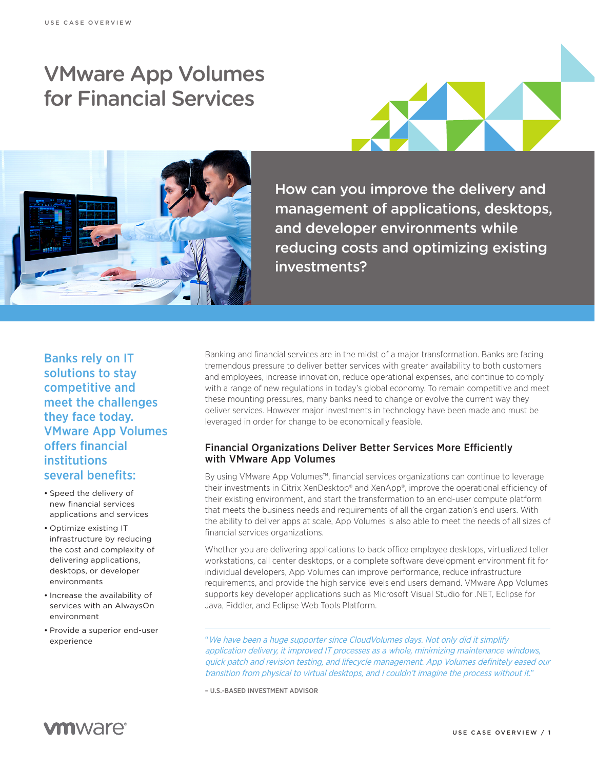# VMware App Volumes for Financial Services

How can you improve the delivery and management of applications, desktops, and developer environments while reducing costs and optimizing existing investments?

## Banks rely on IT solutions to stay competitive and meet the challenges they face today. VMware App Volumes offers financial institutions several benefits:

- Speed the delivery of new financial services applications and services
- Optimize existing IT infrastructure by reducing the cost and complexity of delivering applications, desktops, or developer environments
- Increase the availability of services with an AlwaysOn environment
- Provide a superior end-user experience

Banking and financial services are in the midst of a major transformation. Banks are facing tremendous pressure to deliver better services with greater availability to both customers and employees, increase innovation, reduce operational expenses, and continue to comply with a range of new regulations in today's global economy. To remain competitive and meet these mounting pressures, many banks need to change or evolve the current way they deliver services. However major investments in technology have been made and must be leveraged in order for change to be economically feasible.

### Financial Organizations Deliver Better Services More Efficiently with VMware App Volumes

By using VMware App Volumes™, financial services organizations can continue to leverage their investments in Citrix XenDesktop® and XenApp®, improve the operational efficiency of their existing environment, and start the transformation to an end-user compute platform that meets the business needs and requirements of all the organization's end users. With the ability to deliver apps at scale, App Volumes is also able to meet the needs of all sizes of financial services organizations.

Whether you are delivering applications to back office employee desktops, virtualized teller workstations, call center desktops, or a complete software development environment fit for individual developers, App Volumes can improve performance, reduce infrastructure requirements, and provide the high service levels end users demand. VMware App Volumes supports key developer applications such as Microsoft Visual Studio for .NET, Eclipse for Java, Fiddler, and Eclipse Web Tools Platform.

> "*We have been a huge supporter since CloudVolumes days. Not only did it simplify application delivery, it improved IT processes as a whole, minimizing maintenance windows, quick patch and revision testing, and lifecycle management. App Volumes definitely eased our transition from physical to virtual desktops, and I couldn't imagine the process without it.*"
>
> – U.S.-BASED INVESTMENT ADVISOR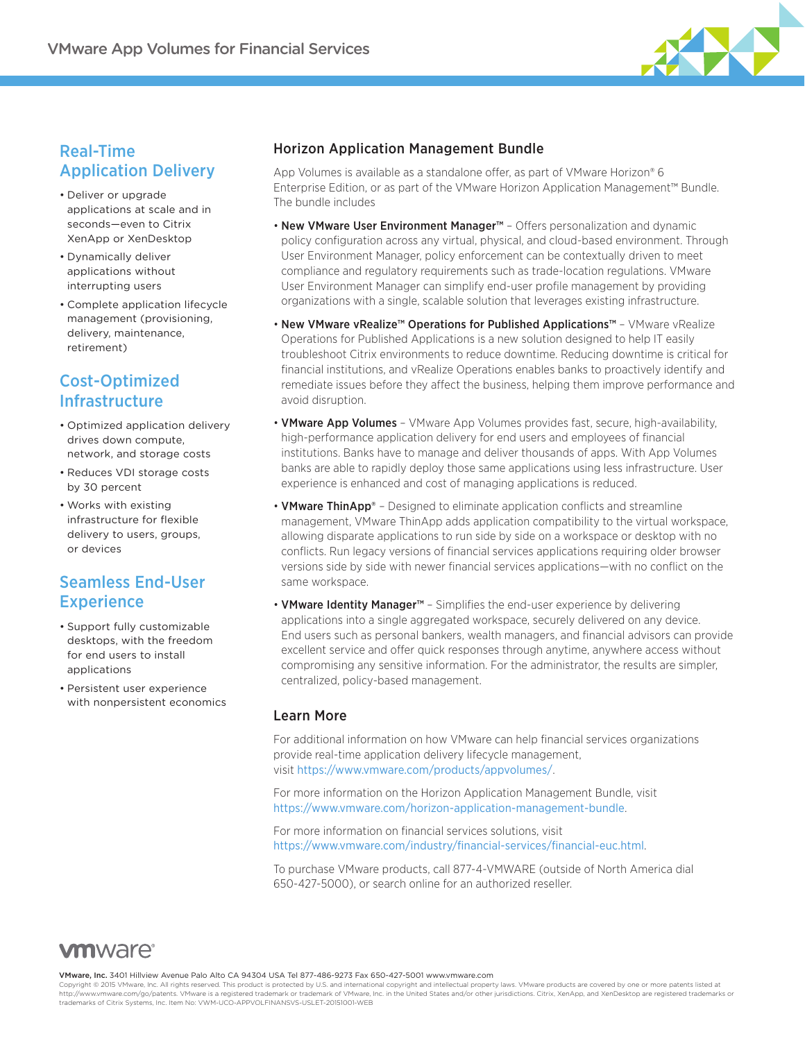## Real-Time Application Delivery

- Deliver or upgrade applications at scale and in seconds—even to Citrix XenApp or XenDesktop
- Dynamically deliver applications without interrupting users
- Complete application lifecycle management (provisioning, delivery, maintenance, retirement)

## Cost-Optimized Infrastructure

- Optimized application delivery drives down compute, network, and storage costs
- Reduces VDI storage costs by 30 percent
- Works with existing infrastructure for flexible delivery to users, groups, or devices

## Seamless End-User Experience

- Support fully customizable desktops, with the freedom for end users to install applications
- Persistent user experience with nonpersistent economics

## Horizon Application Management Bundle

App Volumes is available as a standalone offer, as part of VMware Horizon® 6 Enterprise Edition, or as part of the VMware Horizon Application Management™ Bundle. The bundle includes

- **New VMware User Environment Manager™** – Offers personalization and dynamic policy configuration across any virtual, physical, and cloud-based environment. Through User Environment Manager, policy enforcement can be contextually driven to meet compliance and regulatory requirements such as trade-location regulations. VMware User Environment Manager can simplify end-user profile management by providing organizations with a single, scalable solution that leverages existing infrastructure.
- **New VMware vRealize™ Operations for Published Applications™** – VMware vRealize Operations for Published Applications is a new solution designed to help IT easily troubleshoot Citrix environments to reduce downtime. Reducing downtime is critical for financial institutions, and vRealize Operations enables banks to proactively identify and remediate issues before they affect the business, helping them improve performance and avoid disruption.
- **VMware App Volumes** – VMware App Volumes provides fast, secure, high-availability, high-performance application delivery for end users and employees of financial institutions. Banks have to manage and deliver thousands of apps. With App Volumes banks are able to rapidly deploy those same applications using less infrastructure. User experience is enhanced and cost of managing applications is reduced.
- **VMware ThinApp®** – Designed to eliminate application conflicts and streamline management, VMware ThinApp adds application compatibility to the virtual workspace, allowing disparate applications to run side by side on a workspace or desktop with no conflicts. Run legacy versions of financial services applications requiring older browser versions side by side with newer financial services applications—with no conflict on the same workspace.
- **VMware Identity Manager™** – Simplifies the end-user experience by delivering applications into a single aggregated workspace, securely delivered on any device. End users such as personal bankers, wealth managers, and financial advisors can provide excellent service and offer quick responses through anytime, anywhere access without compromising any sensitive information. For the administrator, the results are simpler, centralized, policy-based management.

## Learn More

For additional information on how VMware can help financial services organizations provide real-time application delivery lifecycle management, visit https://www.vmware.com/products/appvolumes/.

For more information on the Horizon Application Management Bundle, visit https://www.vmware.com/horizon-application-management-bundle.

For more information on financial services solutions, visit https://www.vmware.com/industry/financial-services/financial-euc.html.

To purchase VMware products, call 877-4-VMWARE (outside of North America dial 650-427-5000), or search online for an authorized reseller.

**VMware, Inc.** 3401 Hillview Avenue Palo Alto CA 94304 USA Tel 877-486-9273 Fax 650-427-5001 www.vmware.com
Copyright © 2015 VMware, Inc. All rights reserved. This product is protected by U.S. and international copyright and intellectual property laws. VMware products are covered by one or more patents listed at http://www.vmware.com/go/patents. VMware is a registered trademark or trademark of VMware, Inc. in the United States and/or other jurisdictions. Citrix, XenApp, and XenDesktop are registered trademarks or trademarks of Citrix Systems, Inc. Item No: VWM-UCO-APPVOLFINANSVS-USLET-20151001-WEB